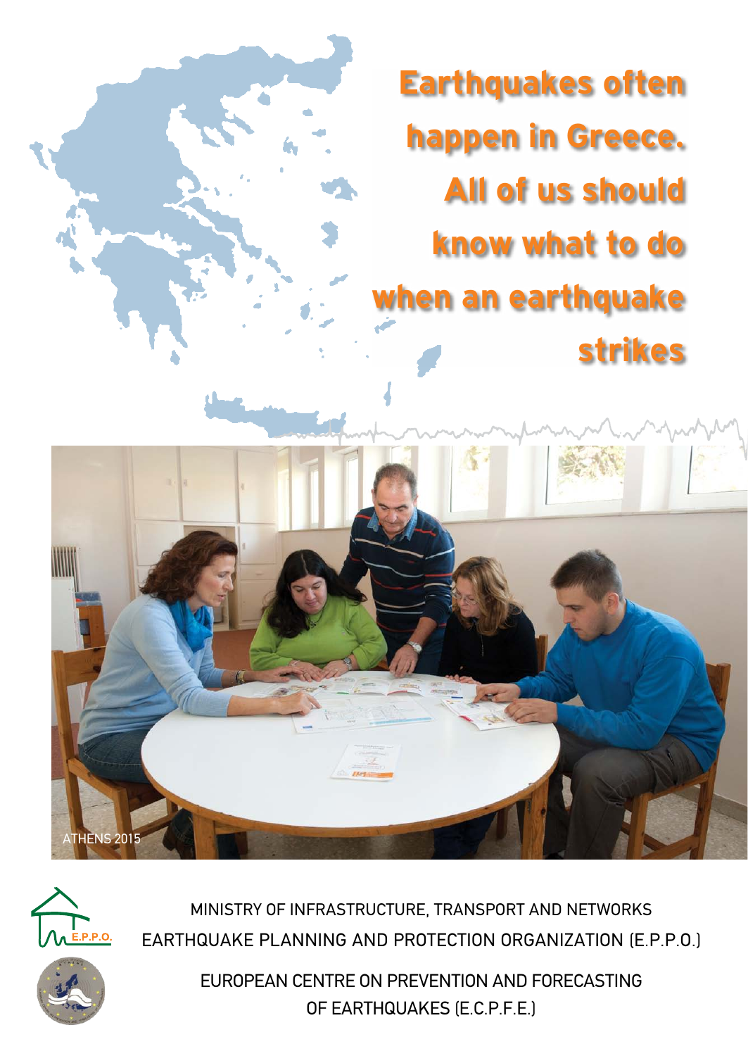# Earthquakes often happen in Greece. All of us should know what to do when an earthquake strikes

ATHENS 2015

MINISTRY OF INFRASTRUCTURE, TRANSPORT AND NETWORKS

EARTHQUAKE PLANNING AND PROTECTION ORGANIZATION (E.P.P.O.)

EUROPEAN CENTRE ON PREVENTION AND FORECASTING OF EARTHQUAKES (E.C.P.F.E.)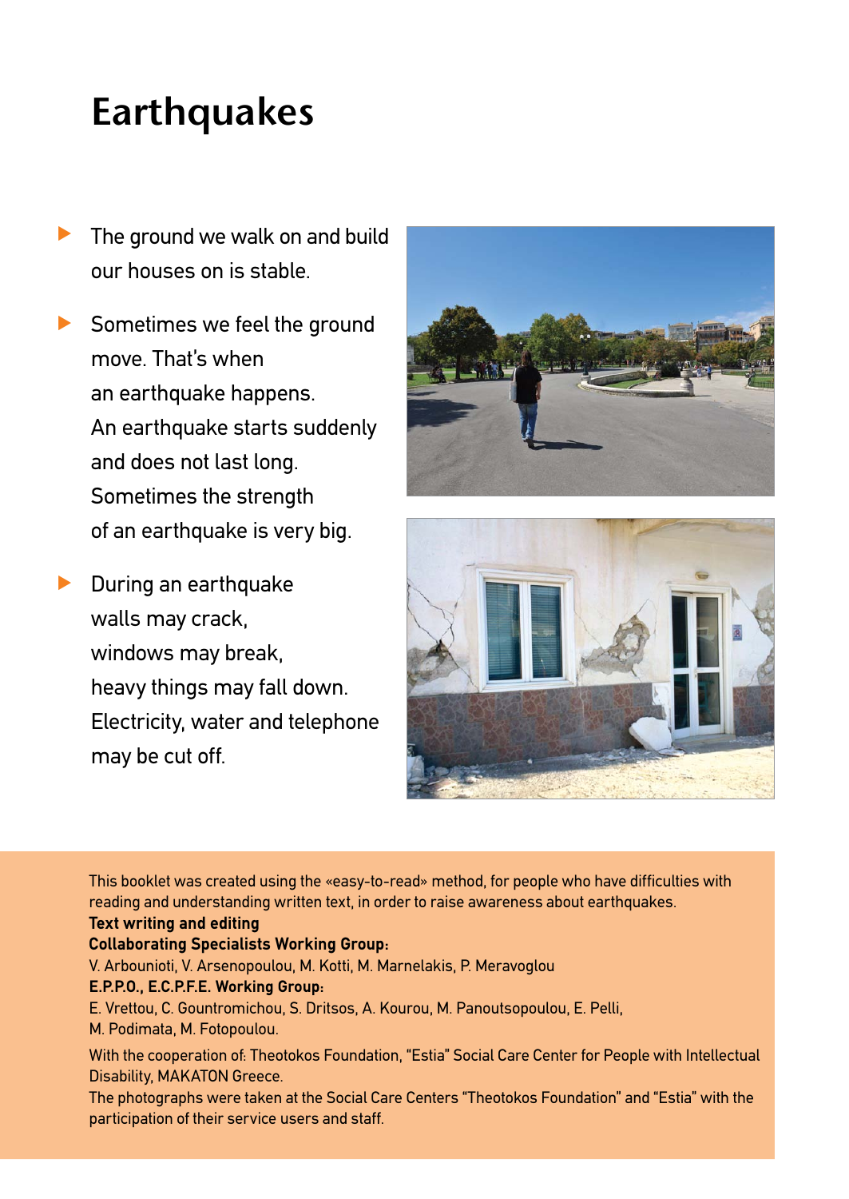# Earthquakes

- The ground we walk on and build our houses on is stable.
- Sometimes we feel the ground move. That's when an earthquake happens. An earthquake starts suddenly and does not last long. Sometimes the strength of an earthquake is very big.
- During an earthquake walls may crack, windows may break, heavy things may fall down. Electricity, water and telephone may be cut off.

This booklet was created using the «easy-to-read» method, for people who have difficulties with reading and understanding written text, in order to raise awareness about earthquakes.

**Text writing and editing**

**Collaborating Specialists Working Group:**
V. Arbounioti, V. Arsenopoulou, M. Kotti, M. Marnelakis, P. Meravoglou

**E.P.P.O., E.C.P.F.E. Working Group:**
E. Vrettou, C. Gountromichou, S. Dritsos, A. Kourou, M. Panoutsopoulou, E. Pelli, M. Podimata, M. Fotopoulou.

With the cooperation of: Theotokos Foundation, "Estia" Social Care Center for People with Intellectual Disability, MAKATON Greece.

The photographs were taken at the Social Care Centers "Theotokos Foundation" and "Estia" with the participation of their service users and staff.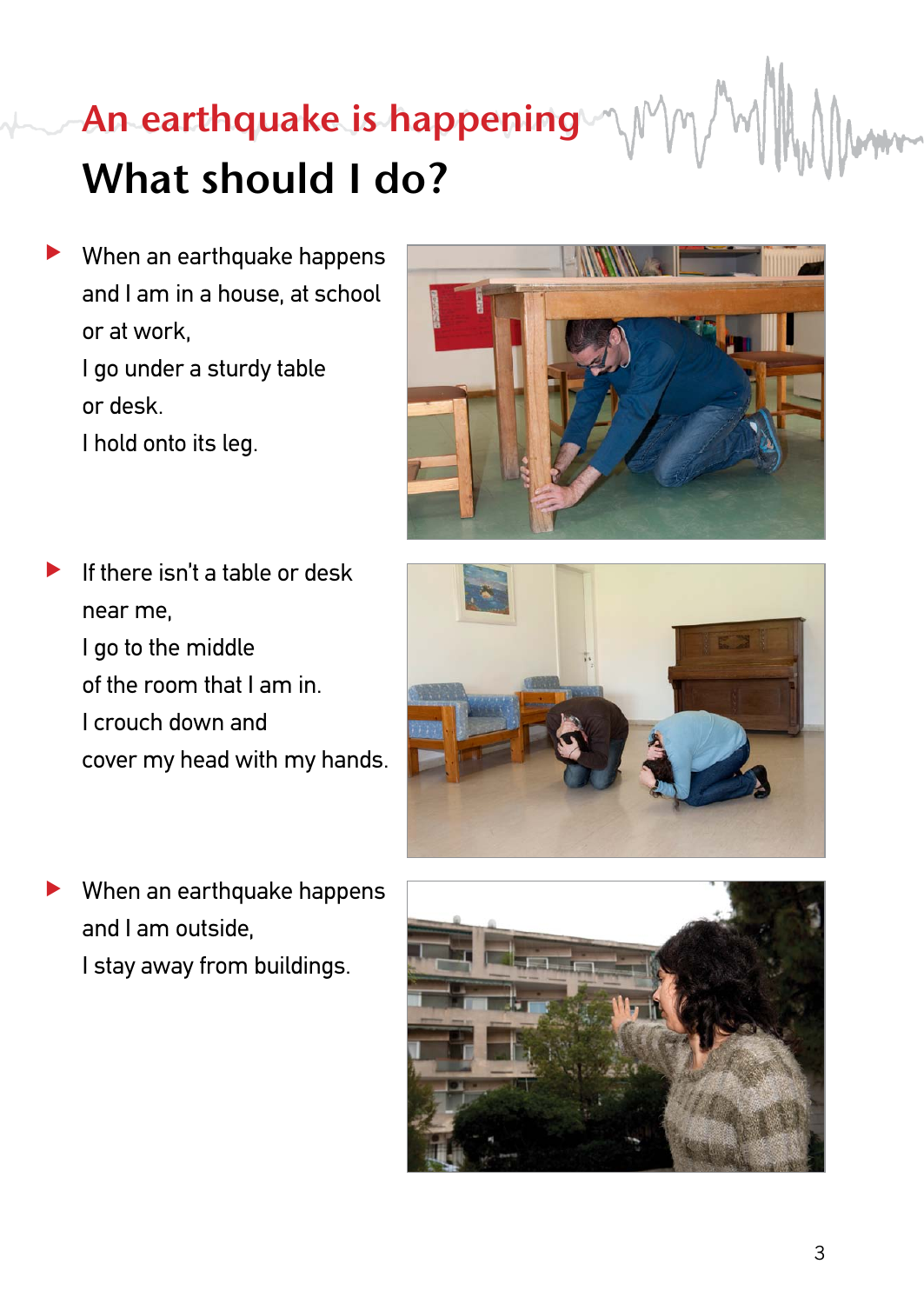# An earthquake is happening

## What should I do?

- When an earthquake happens and I am in a house, at school or at work, I go under a sturdy table or desk. I hold onto its leg.

- If there isn't a table or desk near me, I go to the middle of the room that I am in. I crouch down and cover my head with my hands.

- When an earthquake happens and I am outside, I stay away from buildings.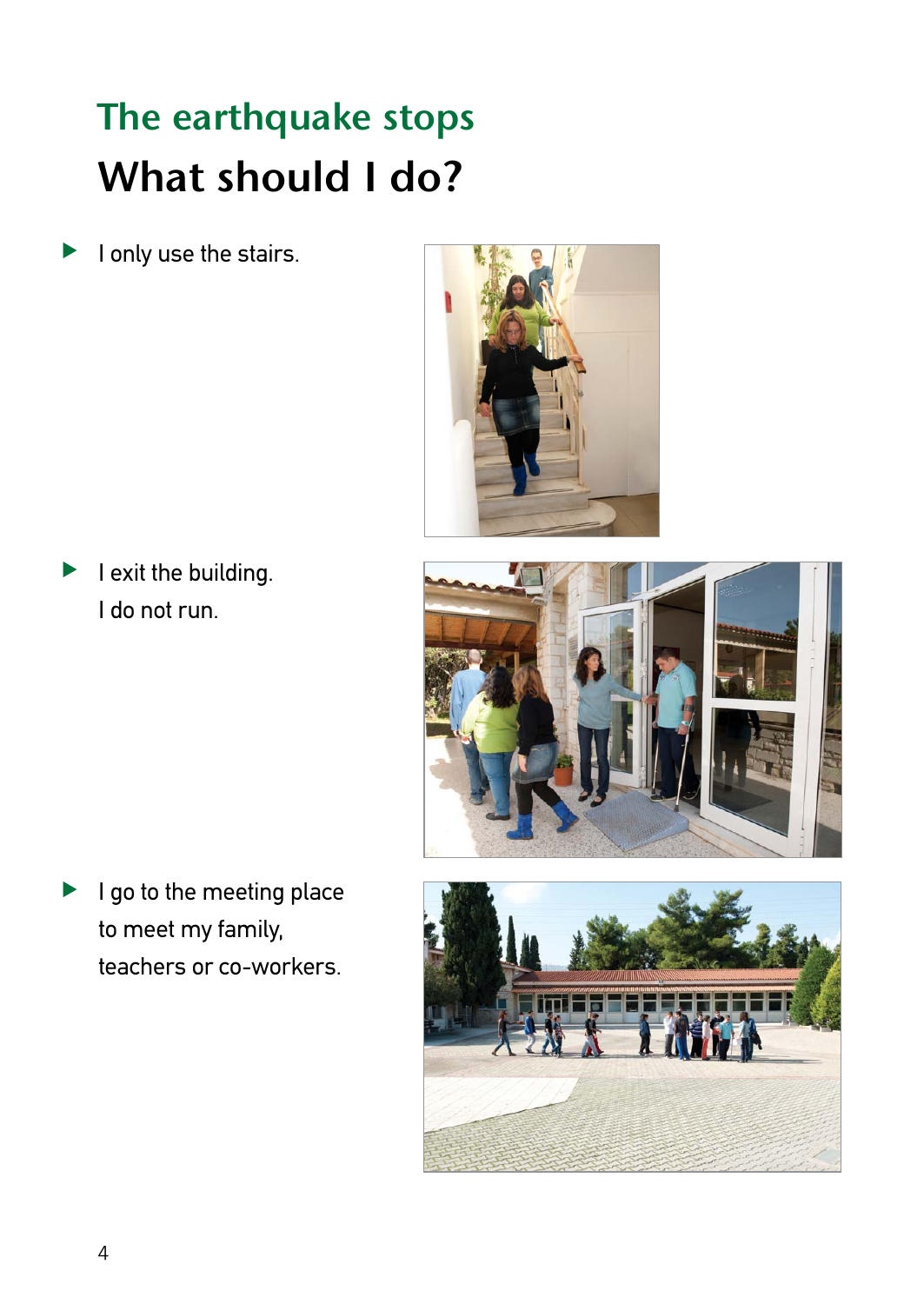## The earthquake stops

# What should I do?

- I only use the stairs.
- I exit the building.
  I do not run.
- I go to the meeting place
  to meet my family,
  teachers or co-workers.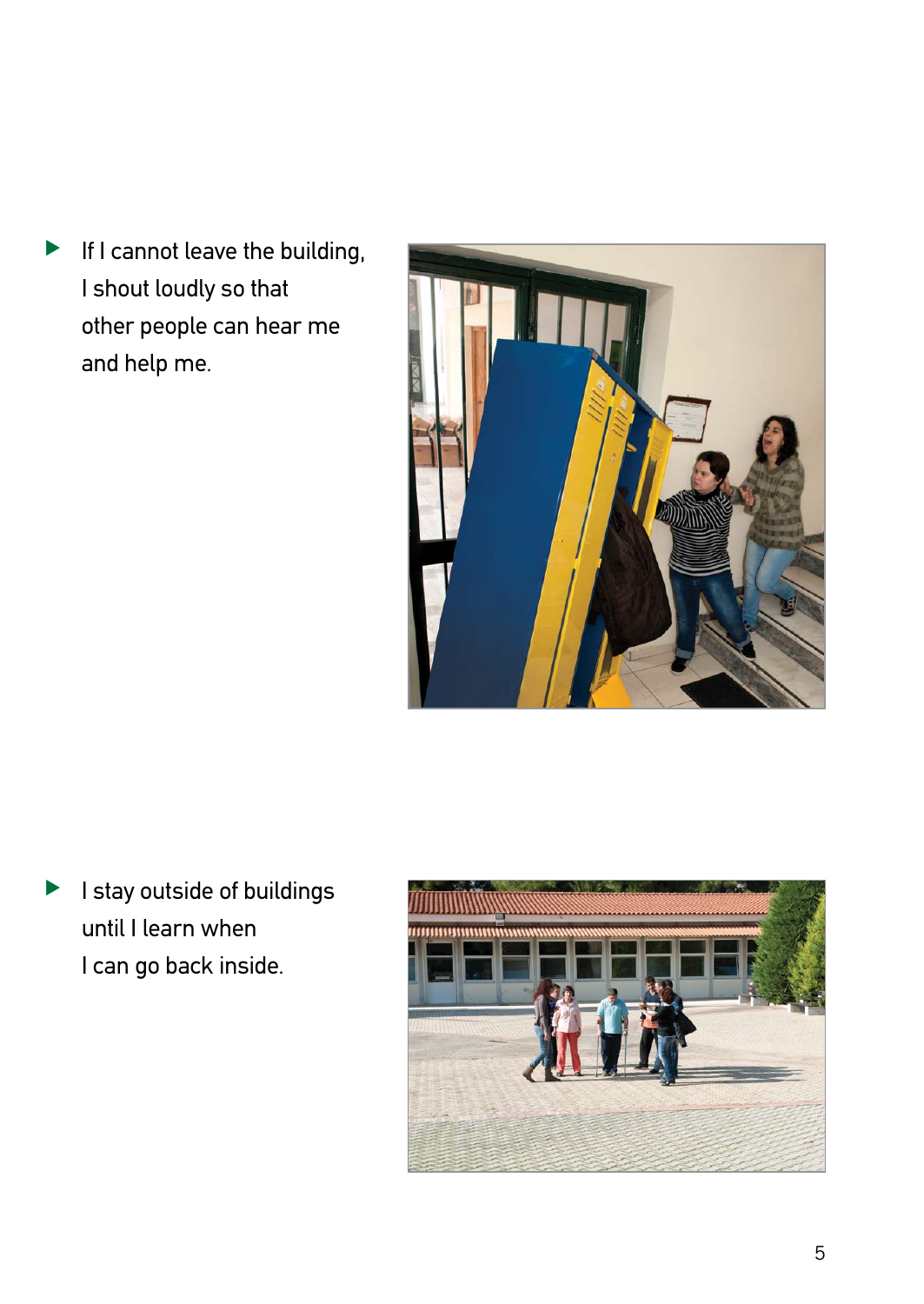- If I cannot leave the building, I shout loudly so that other people can hear me and help me.

- I stay outside of buildings until I learn when I can go back inside.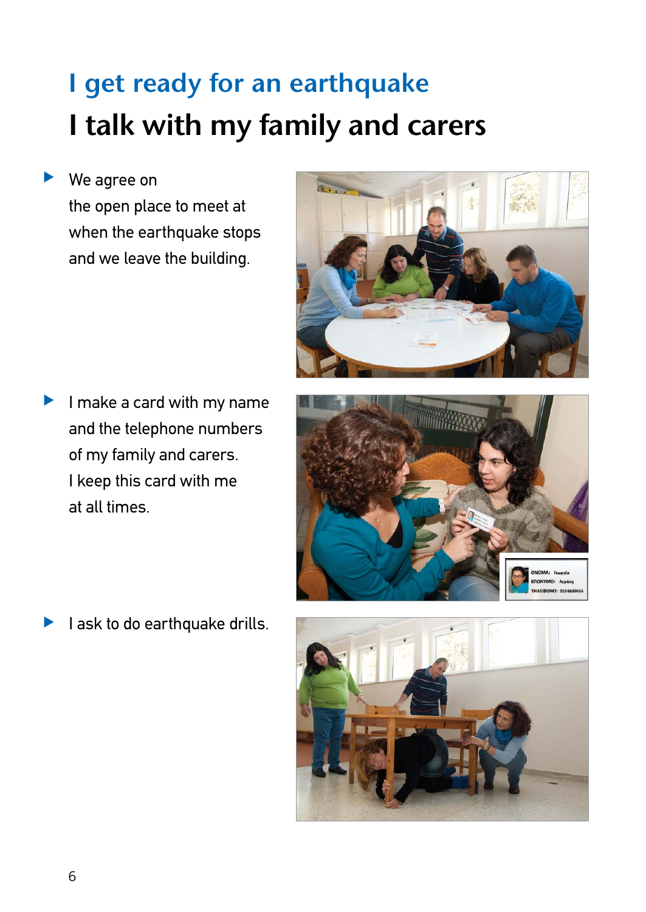# I get ready for an earthquake

## I talk with my family and carers

- We agree on
  the open place to meet at
  when the earthquake stops
  and we leave the building.

- I make a card with my name
  and the telephone numbers
  of my family and carers.
  I keep this card with me
  at all times.

- I ask to do earthquake drills.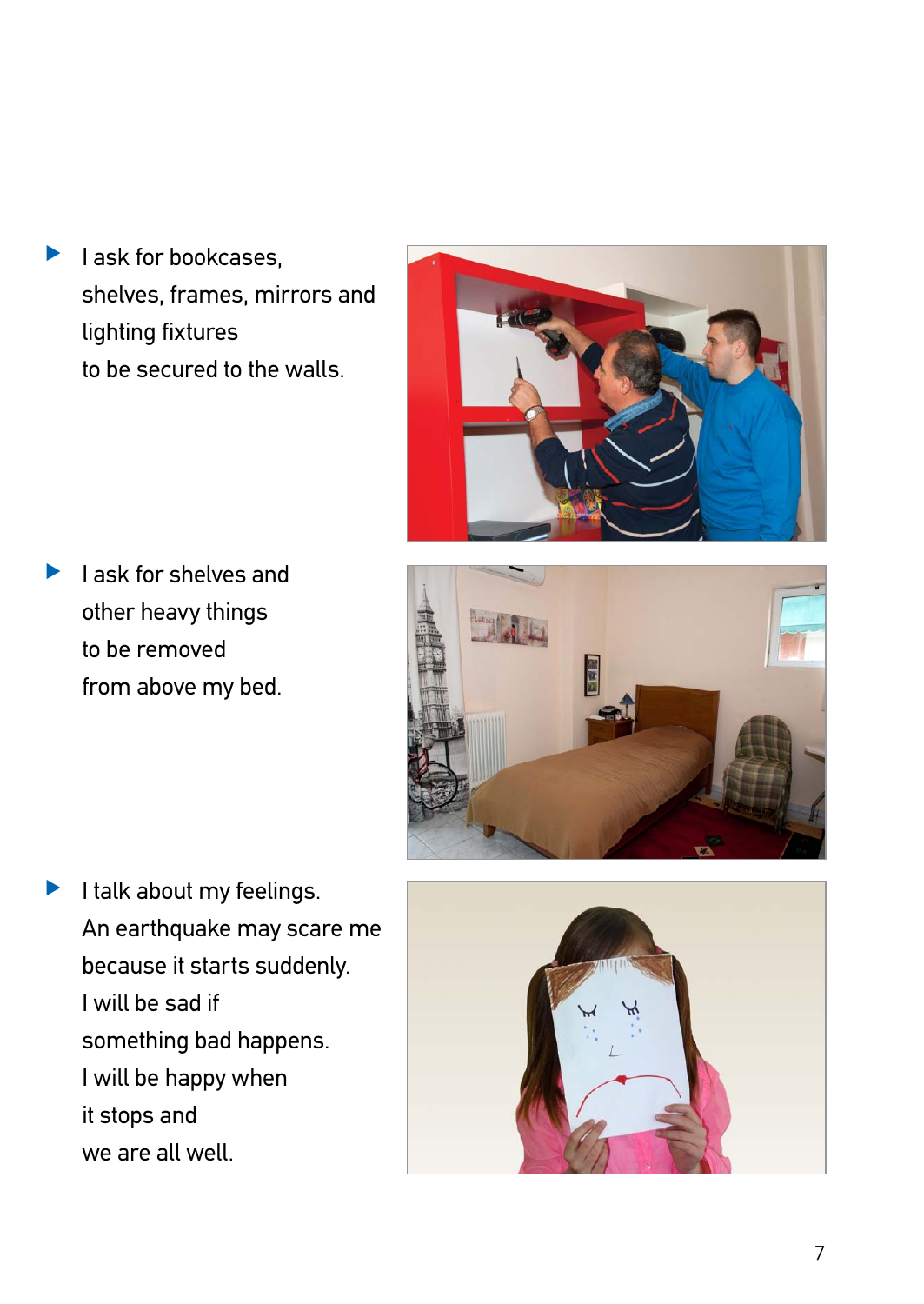- I ask for bookcases,
  shelves, frames, mirrors and
  lighting fixtures
  to be secured to the walls.

- I ask for shelves and
  other heavy things
  to be removed
  from above my bed.

- I talk about my feelings.
  An earthquake may scare me
  because it starts suddenly.
  I will be sad if
  something bad happens.
  I will be happy when
  it stops and
  we are all well.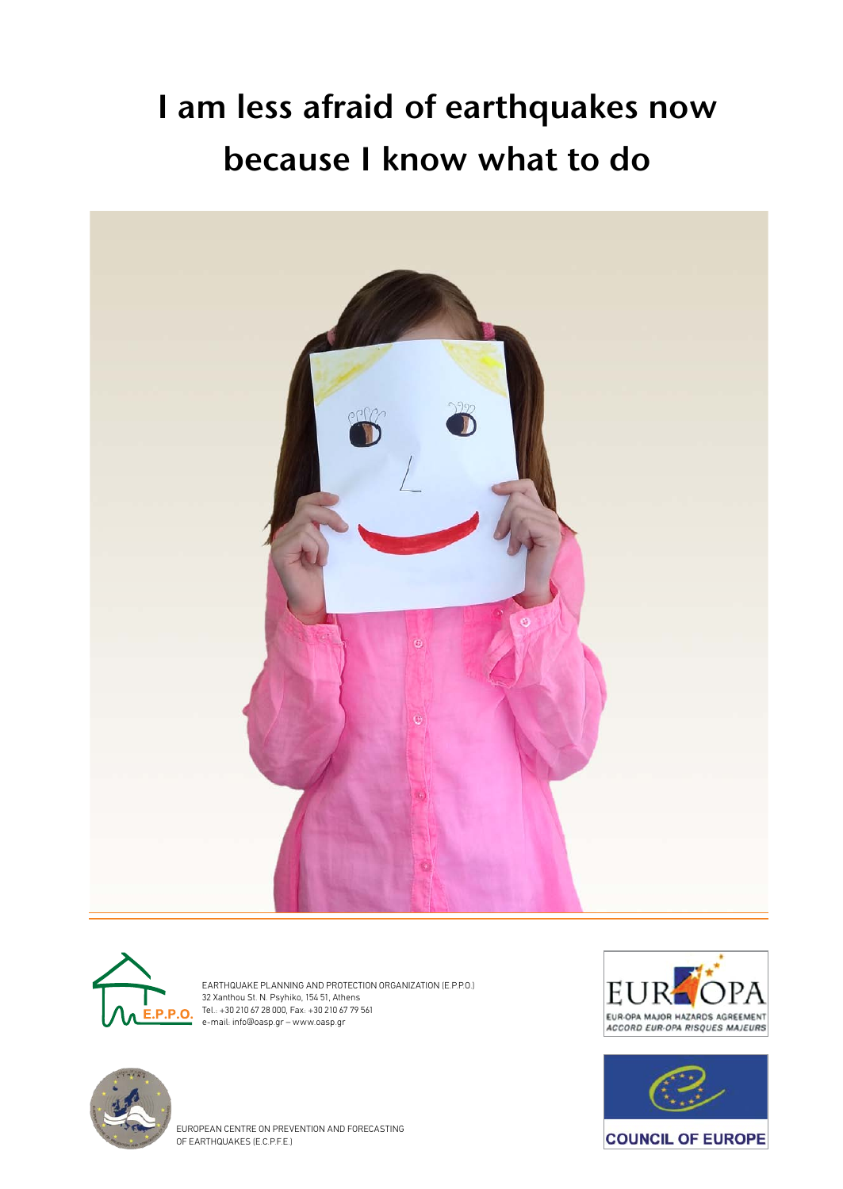# I am less afraid of earthquakes now because I know what to do

E.P.P.O.

EARTHQUAKE PLANNING AND PROTECTION ORGANIZATION (E.P.P.O.)
32 Xanthou St. N. Psyhiko, 154 51, Athens
Tel.: +30 210 67 28 000, Fax: +30 210 67 79 561
e-mail: info@oasp.gr – www.oasp.gr

EUR-OPA
EUR-OPA MAJOR HAZARDS AGREEMENT
ACCORD EUR-OPA RISQUES MAJEURS

EUROPEAN CENTRE ON PREVENTION AND FORECASTING OF EARTHQUAKES (E.C.P.F.E.)

COUNCIL OF EUROPE